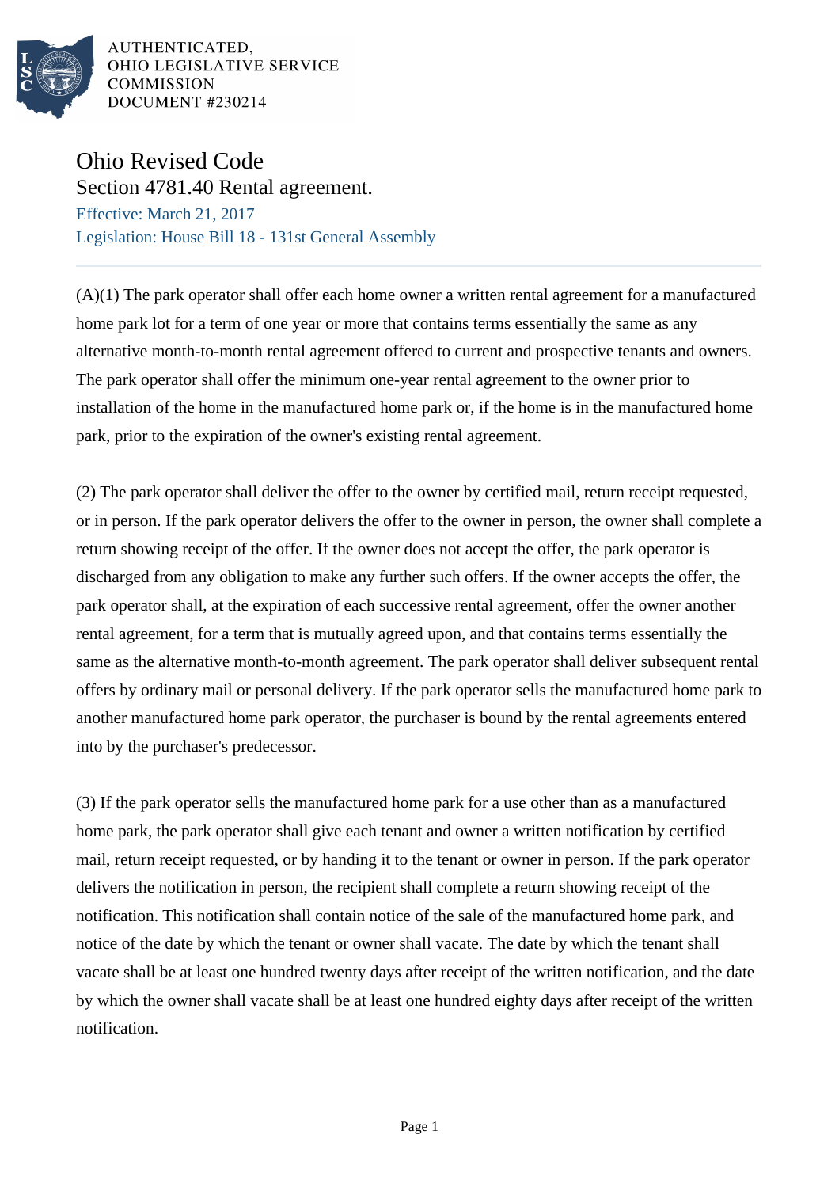AUTHENTICATED,
OHIO LEGISLATIVE SERVICE
COMMISSION
DOCUMENT #230214

# Ohio Revised Code

## Section 4781.40 Rental agreement.

Effective: March 21, 2017

Legislation: House Bill 18 - 131st General Assembly

(A)(1) The park operator shall offer each home owner a written rental agreement for a manufactured home park lot for a term of one year or more that contains terms essentially the same as any alternative month-to-month rental agreement offered to current and prospective tenants and owners. The park operator shall offer the minimum one-year rental agreement to the owner prior to installation of the home in the manufactured home park or, if the home is in the manufactured home park, prior to the expiration of the owner's existing rental agreement.

(2) The park operator shall deliver the offer to the owner by certified mail, return receipt requested, or in person. If the park operator delivers the offer to the owner in person, the owner shall complete a return showing receipt of the offer. If the owner does not accept the offer, the park operator is discharged from any obligation to make any further such offers. If the owner accepts the offer, the park operator shall, at the expiration of each successive rental agreement, offer the owner another rental agreement, for a term that is mutually agreed upon, and that contains terms essentially the same as the alternative month-to-month agreement. The park operator shall deliver subsequent rental offers by ordinary mail or personal delivery. If the park operator sells the manufactured home park to another manufactured home park operator, the purchaser is bound by the rental agreements entered into by the purchaser's predecessor.

(3) If the park operator sells the manufactured home park for a use other than as a manufactured home park, the park operator shall give each tenant and owner a written notification by certified mail, return receipt requested, or by handing it to the tenant or owner in person. If the park operator delivers the notification in person, the recipient shall complete a return showing receipt of the notification. This notification shall contain notice of the sale of the manufactured home park, and notice of the date by which the tenant or owner shall vacate. The date by which the tenant shall vacate shall be at least one hundred twenty days after receipt of the written notification, and the date by which the owner shall vacate shall be at least one hundred eighty days after receipt of the written notification.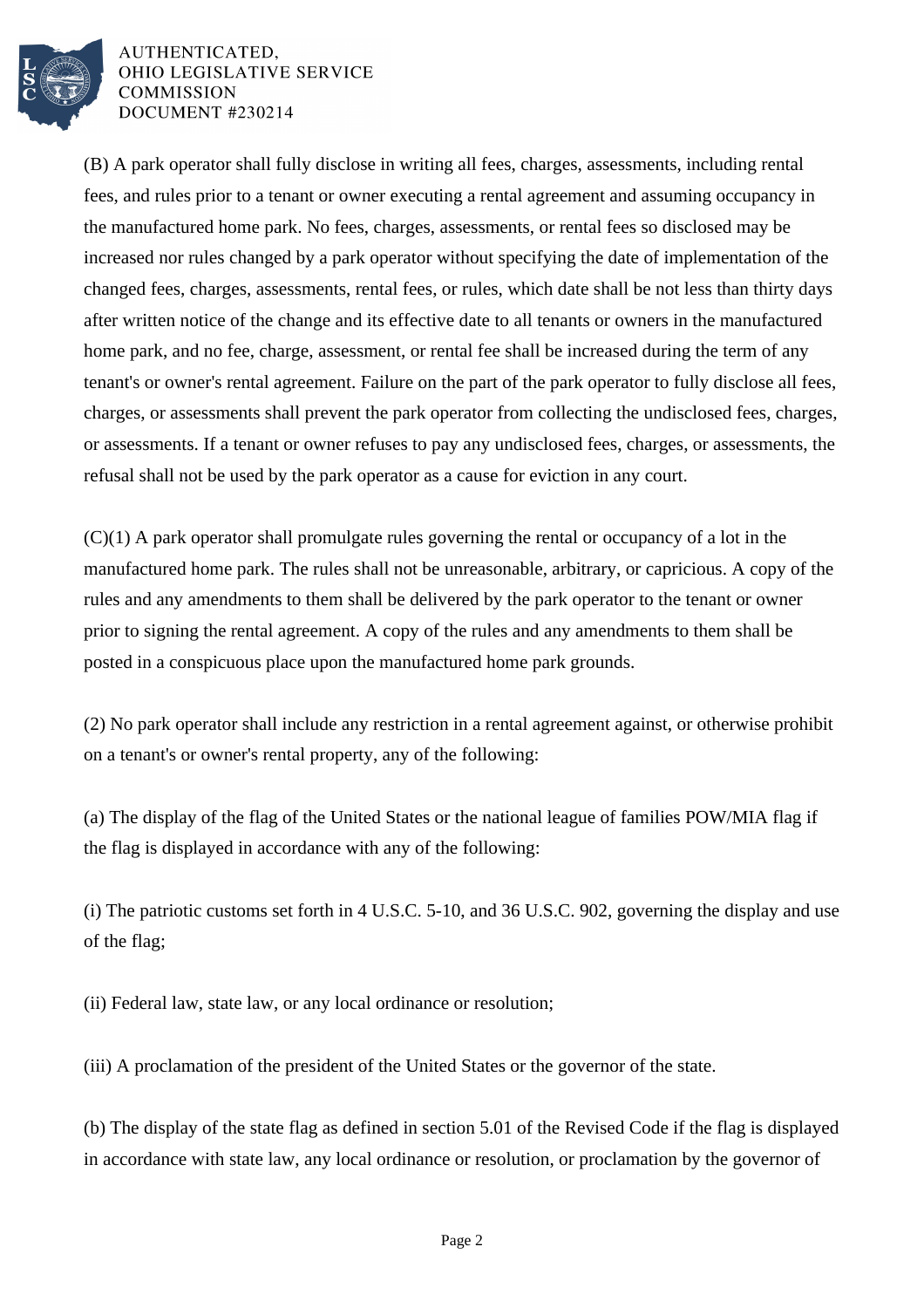(B) A park operator shall fully disclose in writing all fees, charges, assessments, including rental fees, and rules prior to a tenant or owner executing a rental agreement and assuming occupancy in the manufactured home park. No fees, charges, assessments, or rental fees so disclosed may be increased nor rules changed by a park operator without specifying the date of implementation of the changed fees, charges, assessments, rental fees, or rules, which date shall be not less than thirty days after written notice of the change and its effective date to all tenants or owners in the manufactured home park, and no fee, charge, assessment, or rental fee shall be increased during the term of any tenant's or owner's rental agreement. Failure on the part of the park operator to fully disclose all fees, charges, or assessments shall prevent the park operator from collecting the undisclosed fees, charges, or assessments. If a tenant or owner refuses to pay any undisclosed fees, charges, or assessments, the refusal shall not be used by the park operator as a cause for eviction in any court.

(C)(1) A park operator shall promulgate rules governing the rental or occupancy of a lot in the manufactured home park. The rules shall not be unreasonable, arbitrary, or capricious. A copy of the rules and any amendments to them shall be delivered by the park operator to the tenant or owner prior to signing the rental agreement. A copy of the rules and any amendments to them shall be posted in a conspicuous place upon the manufactured home park grounds.

(2) No park operator shall include any restriction in a rental agreement against, or otherwise prohibit on a tenant's or owner's rental property, any of the following:

(a) The display of the flag of the United States or the national league of families POW/MIA flag if the flag is displayed in accordance with any of the following:

(i) The patriotic customs set forth in 4 U.S.C. 5-10, and 36 U.S.C. 902, governing the display and use of the flag;

(ii) Federal law, state law, or any local ordinance or resolution;

(iii) A proclamation of the president of the United States or the governor of the state.

(b) The display of the state flag as defined in section 5.01 of the Revised Code if the flag is displayed in accordance with state law, any local ordinance or resolution, or proclamation by the governor of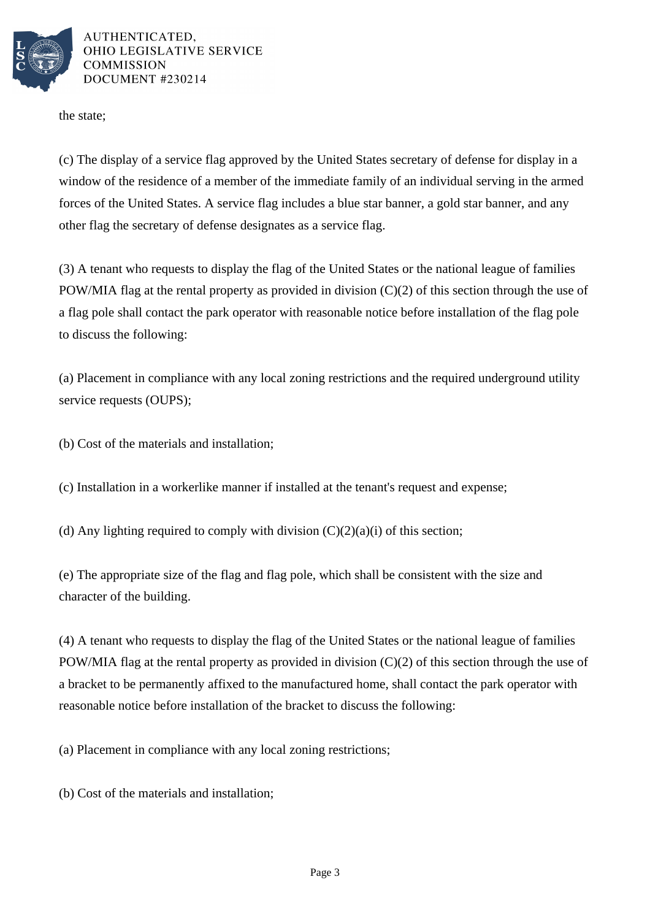the state;

(c) The display of a service flag approved by the United States secretary of defense for display in a window of the residence of a member of the immediate family of an individual serving in the armed forces of the United States. A service flag includes a blue star banner, a gold star banner, and any other flag the secretary of defense designates as a service flag.

(3) A tenant who requests to display the flag of the United States or the national league of families POW/MIA flag at the rental property as provided in division (C)(2) of this section through the use of a flag pole shall contact the park operator with reasonable notice before installation of the flag pole to discuss the following:

(a) Placement in compliance with any local zoning restrictions and the required underground utility service requests (OUPS);

(b) Cost of the materials and installation;

(c) Installation in a workerlike manner if installed at the tenant's request and expense;

(d) Any lighting required to comply with division (C)(2)(a)(i) of this section;

(e) The appropriate size of the flag and flag pole, which shall be consistent with the size and character of the building.

(4) A tenant who requests to display the flag of the United States or the national league of families POW/MIA flag at the rental property as provided in division (C)(2) of this section through the use of a bracket to be permanently affixed to the manufactured home, shall contact the park operator with reasonable notice before installation of the bracket to discuss the following:

(a) Placement in compliance with any local zoning restrictions;

(b) Cost of the materials and installation;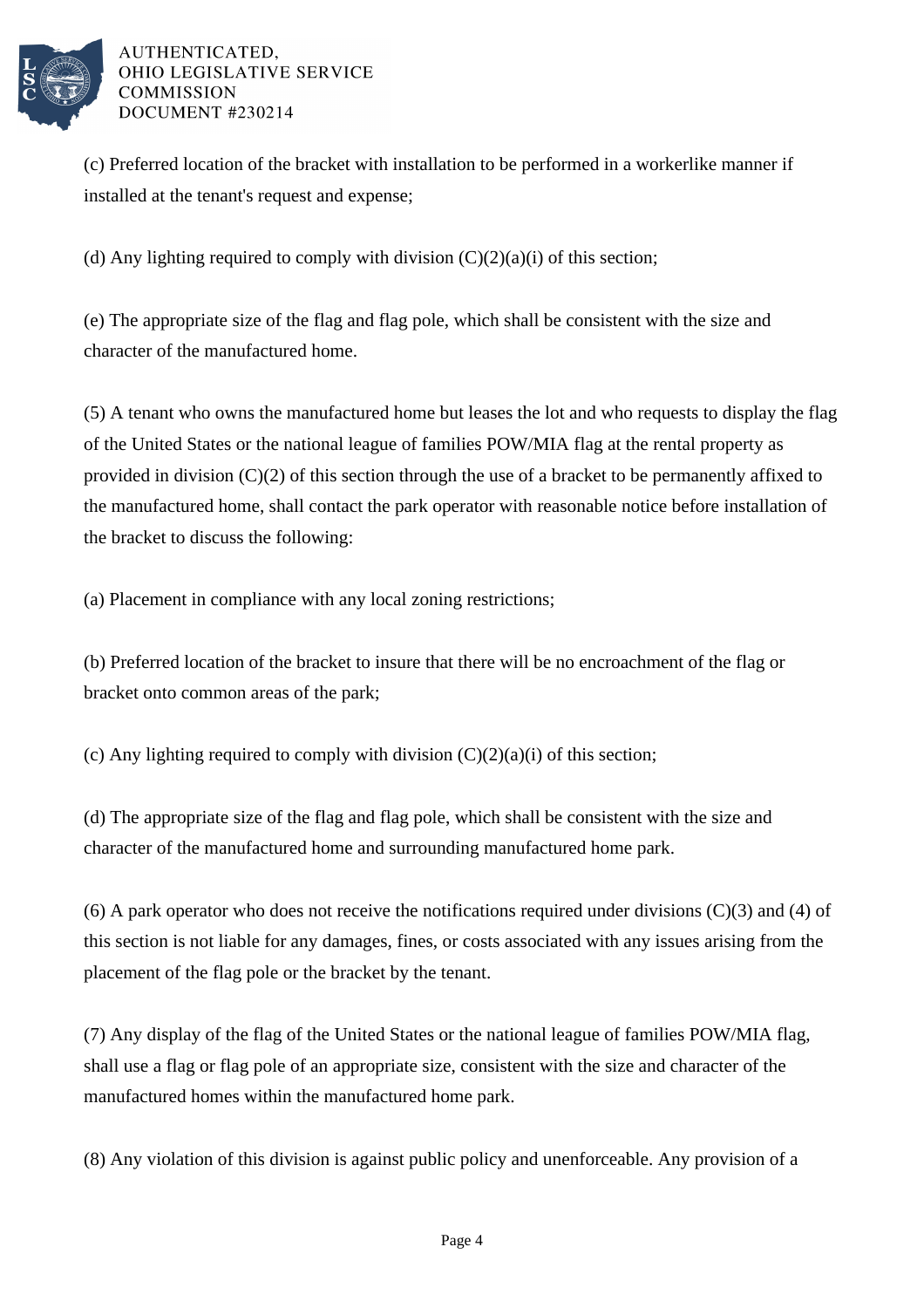(c) Preferred location of the bracket with installation to be performed in a workerlike manner if installed at the tenant's request and expense;

(d) Any lighting required to comply with division (C)(2)(a)(i) of this section;

(e) The appropriate size of the flag and flag pole, which shall be consistent with the size and character of the manufactured home.

(5) A tenant who owns the manufactured home but leases the lot and who requests to display the flag of the United States or the national league of families POW/MIA flag at the rental property as provided in division (C)(2) of this section through the use of a bracket to be permanently affixed to the manufactured home, shall contact the park operator with reasonable notice before installation of the bracket to discuss the following:

(a) Placement in compliance with any local zoning restrictions;

(b) Preferred location of the bracket to insure that there will be no encroachment of the flag or bracket onto common areas of the park;

(c) Any lighting required to comply with division (C)(2)(a)(i) of this section;

(d) The appropriate size of the flag and flag pole, which shall be consistent with the size and character of the manufactured home and surrounding manufactured home park.

(6) A park operator who does not receive the notifications required under divisions (C)(3) and (4) of this section is not liable for any damages, fines, or costs associated with any issues arising from the placement of the flag pole or the bracket by the tenant.

(7) Any display of the flag of the United States or the national league of families POW/MIA flag, shall use a flag or flag pole of an appropriate size, consistent with the size and character of the manufactured homes within the manufactured home park.

(8) Any violation of this division is against public policy and unenforceable. Any provision of a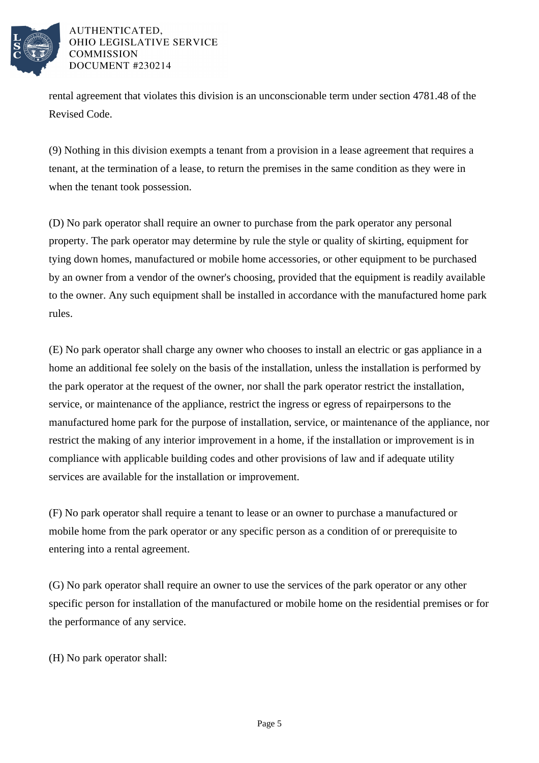rental agreement that violates this division is an unconscionable term under section 4781.48 of the Revised Code.

(9) Nothing in this division exempts a tenant from a provision in a lease agreement that requires a tenant, at the termination of a lease, to return the premises in the same condition as they were in when the tenant took possession.

(D) No park operator shall require an owner to purchase from the park operator any personal property. The park operator may determine by rule the style or quality of skirting, equipment for tying down homes, manufactured or mobile home accessories, or other equipment to be purchased by an owner from a vendor of the owner's choosing, provided that the equipment is readily available to the owner. Any such equipment shall be installed in accordance with the manufactured home park rules.

(E) No park operator shall charge any owner who chooses to install an electric or gas appliance in a home an additional fee solely on the basis of the installation, unless the installation is performed by the park operator at the request of the owner, nor shall the park operator restrict the installation, service, or maintenance of the appliance, restrict the ingress or egress of repairpersons to the manufactured home park for the purpose of installation, service, or maintenance of the appliance, nor restrict the making of any interior improvement in a home, if the installation or improvement is in compliance with applicable building codes and other provisions of law and if adequate utility services are available for the installation or improvement.

(F) No park operator shall require a tenant to lease or an owner to purchase a manufactured or mobile home from the park operator or any specific person as a condition of or prerequisite to entering into a rental agreement.

(G) No park operator shall require an owner to use the services of the park operator or any other specific person for installation of the manufactured or mobile home on the residential premises or for the performance of any service.

(H) No park operator shall: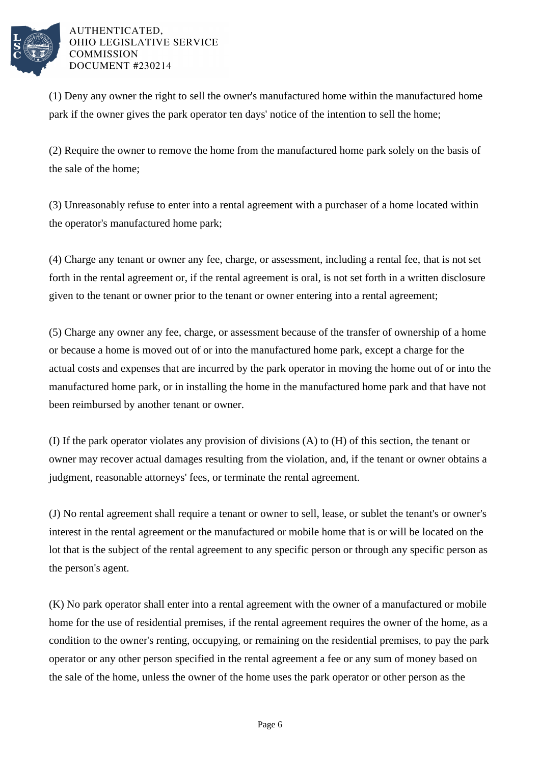(1) Deny any owner the right to sell the owner's manufactured home within the manufactured home park if the owner gives the park operator ten days' notice of the intention to sell the home;

(2) Require the owner to remove the home from the manufactured home park solely on the basis of the sale of the home;

(3) Unreasonably refuse to enter into a rental agreement with a purchaser of a home located within the operator's manufactured home park;

(4) Charge any tenant or owner any fee, charge, or assessment, including a rental fee, that is not set forth in the rental agreement or, if the rental agreement is oral, is not set forth in a written disclosure given to the tenant or owner prior to the tenant or owner entering into a rental agreement;

(5) Charge any owner any fee, charge, or assessment because of the transfer of ownership of a home or because a home is moved out of or into the manufactured home park, except a charge for the actual costs and expenses that are incurred by the park operator in moving the home out of or into the manufactured home park, or in installing the home in the manufactured home park and that have not been reimbursed by another tenant or owner.

(I) If the park operator violates any provision of divisions (A) to (H) of this section, the tenant or owner may recover actual damages resulting from the violation, and, if the tenant or owner obtains a judgment, reasonable attorneys' fees, or terminate the rental agreement.

(J) No rental agreement shall require a tenant or owner to sell, lease, or sublet the tenant's or owner's interest in the rental agreement or the manufactured or mobile home that is or will be located on the lot that is the subject of the rental agreement to any specific person or through any specific person as the person's agent.

(K) No park operator shall enter into a rental agreement with the owner of a manufactured or mobile home for the use of residential premises, if the rental agreement requires the owner of the home, as a condition to the owner's renting, occupying, or remaining on the residential premises, to pay the park operator or any other person specified in the rental agreement a fee or any sum of money based on the sale of the home, unless the owner of the home uses the park operator or other person as the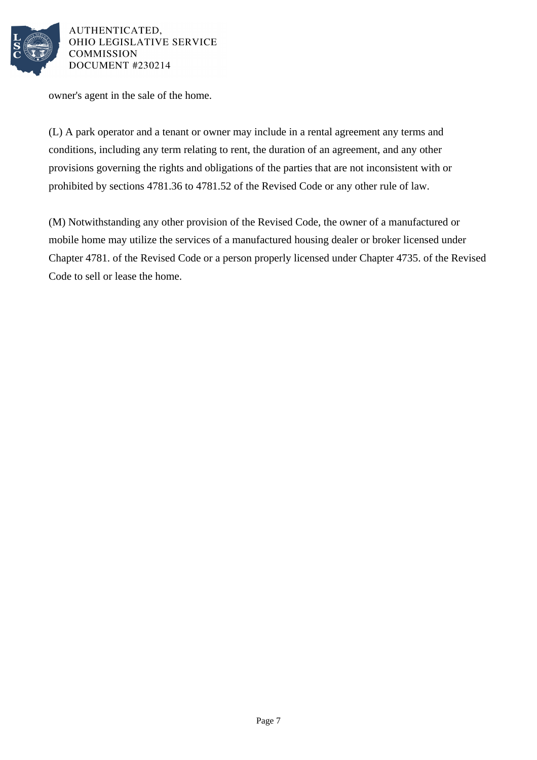owner's agent in the sale of the home.

(L) A park operator and a tenant or owner may include in a rental agreement any terms and conditions, including any term relating to rent, the duration of an agreement, and any other provisions governing the rights and obligations of the parties that are not inconsistent with or prohibited by sections 4781.36 to 4781.52 of the Revised Code or any other rule of law.

(M) Notwithstanding any other provision of the Revised Code, the owner of a manufactured or mobile home may utilize the services of a manufactured housing dealer or broker licensed under Chapter 4781. of the Revised Code or a person properly licensed under Chapter 4735. of the Revised Code to sell or lease the home.